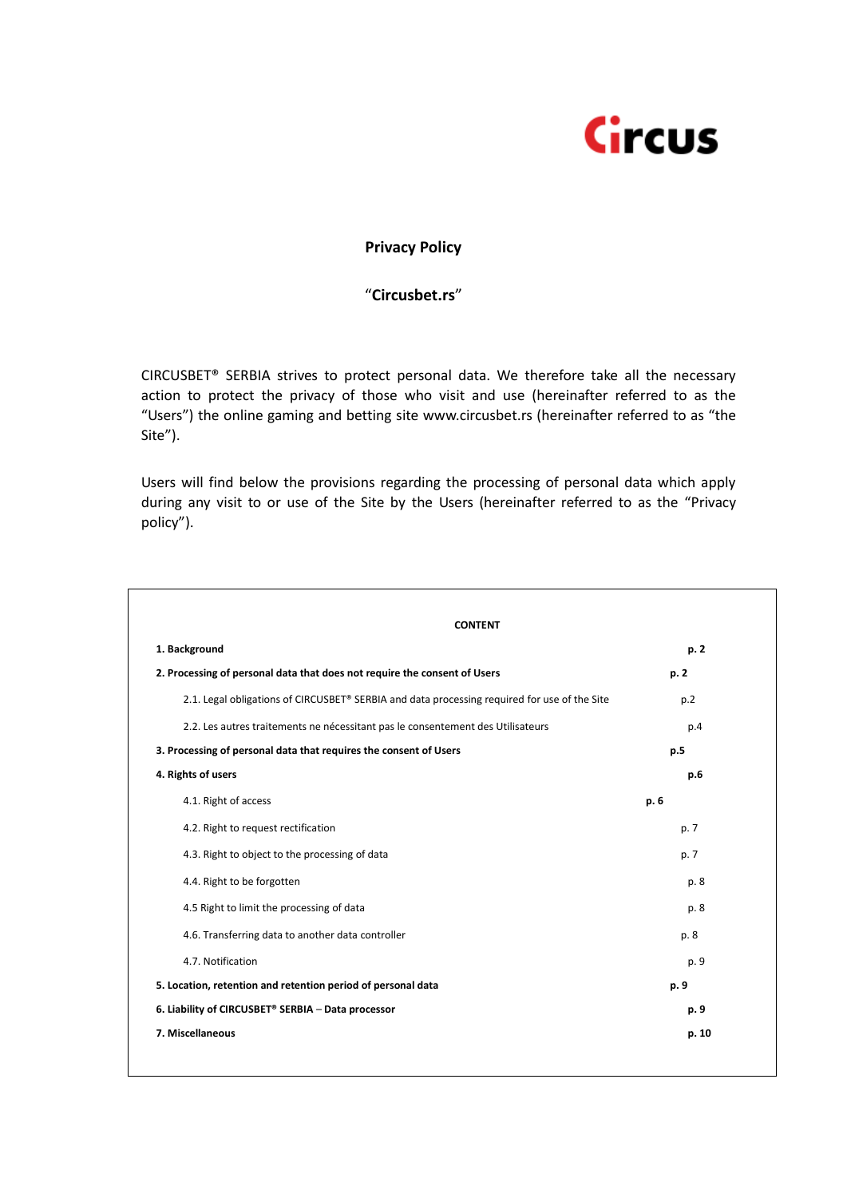Circus

# Privacy Policy

## "**Circusbet.rs**"

CIRCUSBET® SERBIA strives to protect personal data. We therefore take all the necessary action to protect the privacy of those who visit and use (hereinafter referred to as the "Users") the online gaming and betting site www.circusbet.rs (hereinafter referred to as "the Site").

Users will find below the provisions regarding the processing of personal data which apply during any visit to or use of the Site by the Users (hereinafter referred to as the "Privacy policy").

**CONTENT**

| | |
|---|---|
| **1. Background** | **p. 2** |
| **2. Processing of personal data that does not require the consent of Users** | **p. 2** |
| 2.1. Legal obligations of CIRCUSBET® SERBIA and data processing required for use of the Site | p.2 |
| 2.2. Les autres traitements ne nécessitant pas le consentement des Utilisateurs | p.4 |
| **3. Processing of personal data that requires the consent of Users** | **p.5** |
| **4. Rights of users** | **p.6** |
| 4.1. Right of access | **p. 6** |
| 4.2. Right to request rectification | p. 7 |
| 4.3. Right to object to the processing of data | p. 7 |
| 4.4. Right to be forgotten | p. 8 |
| 4.5 Right to limit the processing of data | p. 8 |
| 4.6. Transferring data to another data controller | p. 8 |
| 4.7. Notification | p. 9 |
| **5. Location, retention and retention period of personal data** | **p. 9** |
| **6. Liability of CIRCUSBET® SERBIA – Data processor** | **p. 9** |
| **7. Miscellaneous** | **p. 10** |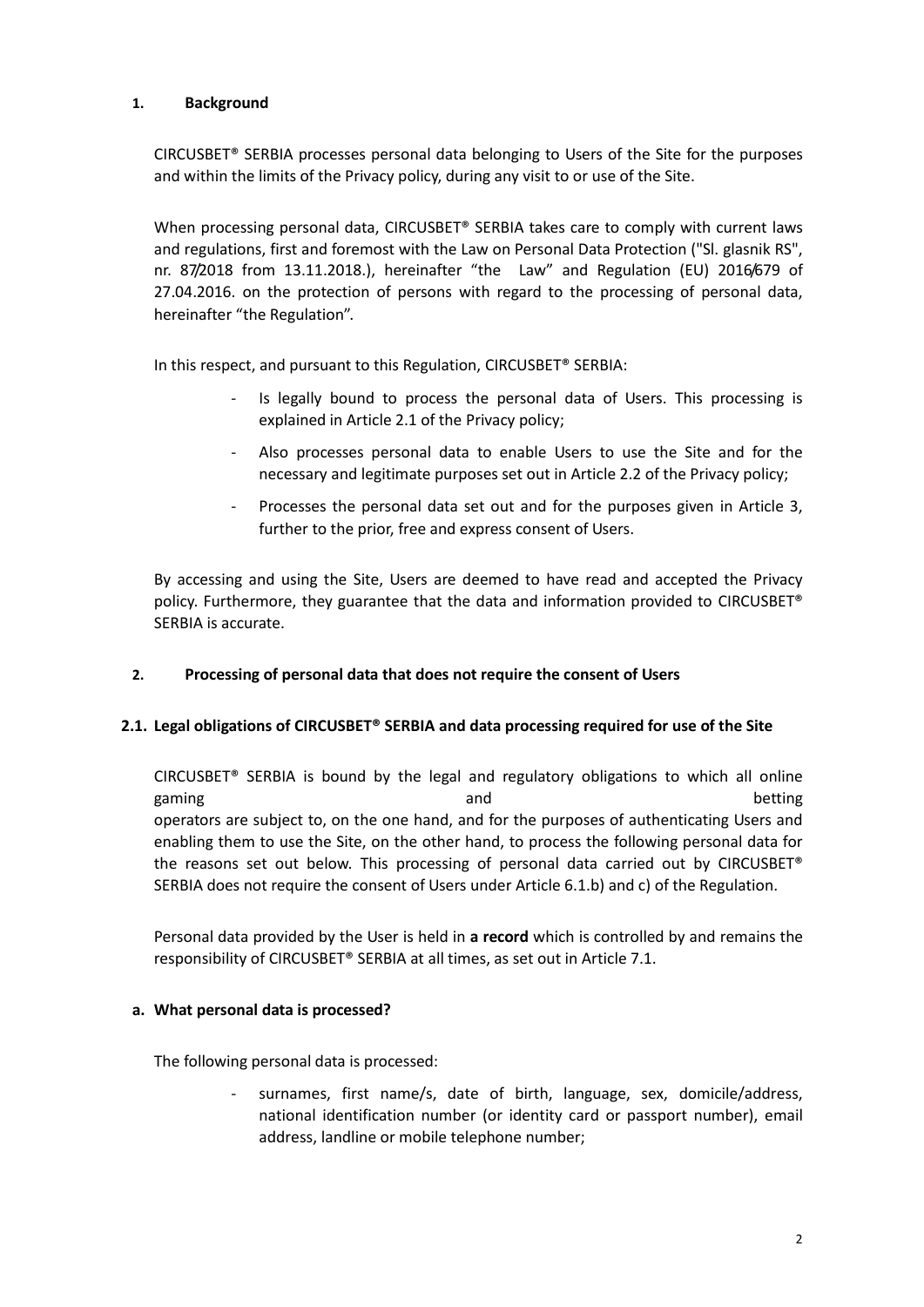## 1. Background

CIRCUSBET® SERBIA processes personal data belonging to Users of the Site for the purposes and within the limits of the Privacy policy, during any visit to or use of the Site.

When processing personal data, CIRCUSBET® SERBIA takes care to comply with current laws and regulations, first and foremost with the Law on Personal Data Protection ("Sl. glasnik RS", nr. 87/2018 from 13.11.2018.), hereinafter "the Law" and Regulation (EU) 2016/679 of 27.04.2016. on the protection of persons with regard to the processing of personal data, hereinafter "the Regulation".

In this respect, and pursuant to this Regulation, CIRCUSBET® SERBIA:

- Is legally bound to process the personal data of Users. This processing is explained in Article 2.1 of the Privacy policy;
- Also processes personal data to enable Users to use the Site and for the necessary and legitimate purposes set out in Article 2.2 of the Privacy policy;
- Processes the personal data set out and for the purposes given in Article 3, further to the prior, free and express consent of Users.

By accessing and using the Site, Users are deemed to have read and accepted the Privacy policy. Furthermore, they guarantee that the data and information provided to CIRCUSBET® SERBIA is accurate.

## 2. Processing of personal data that does not require the consent of Users

### 2.1. Legal obligations of CIRCUSBET® SERBIA and data processing required for use of the Site

CIRCUSBET® SERBIA is bound by the legal and regulatory obligations to which all online gaming and betting operators are subject to, on the one hand, and for the purposes of authenticating Users and enabling them to use the Site, on the other hand, to process the following personal data for the reasons set out below. This processing of personal data carried out by CIRCUSBET® SERBIA does not require the consent of Users under Article 6.1.b) and c) of the Regulation.

Personal data provided by the User is held in **a record** which is controlled by and remains the responsibility of CIRCUSBET® SERBIA at all times, as set out in Article 7.1.

#### a. What personal data is processed?

The following personal data is processed:

- surnames, first name/s, date of birth, language, sex, domicile/address, national identification number (or identity card or passport number), email address, landline or mobile telephone number;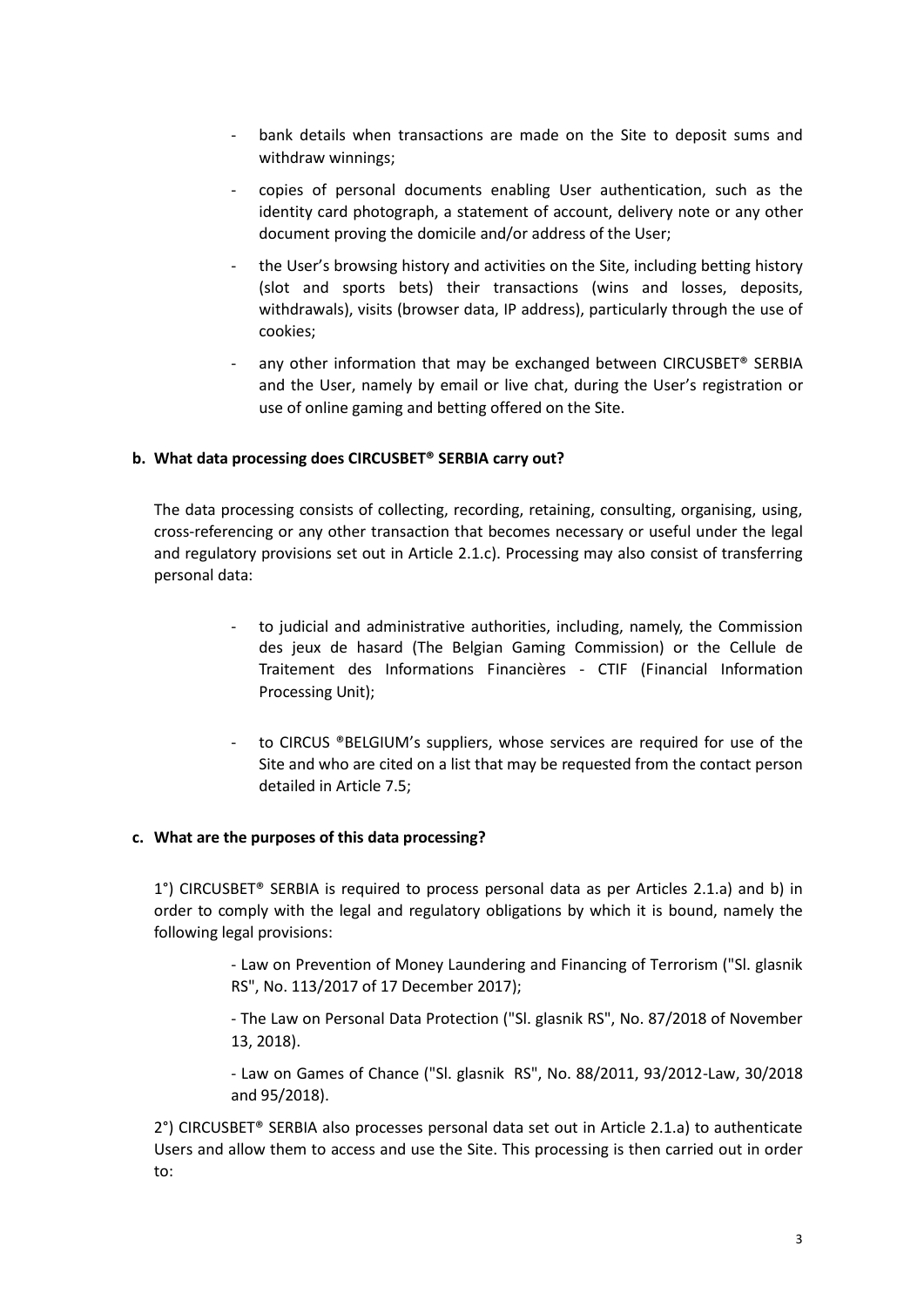- bank details when transactions are made on the Site to deposit sums and withdraw winnings;
- copies of personal documents enabling User authentication, such as the identity card photograph, a statement of account, delivery note or any other document proving the domicile and/or address of the User;
- the User's browsing history and activities on the Site, including betting history (slot and sports bets) their transactions (wins and losses, deposits, withdrawals), visits (browser data, IP address), particularly through the use of cookies;
- any other information that may be exchanged between CIRCUSBET® SERBIA and the User, namely by email or live chat, during the User's registration or use of online gaming and betting offered on the Site.

**b. What data processing does CIRCUSBET® SERBIA carry out?**

The data processing consists of collecting, recording, retaining, consulting, organising, using, cross-referencing or any other transaction that becomes necessary or useful under the legal and regulatory provisions set out in Article 2.1.c). Processing may also consist of transferring personal data:

- to judicial and administrative authorities, including, namely, the Commission des jeux de hasard (The Belgian Gaming Commission) or the Cellule de Traitement des Informations Financières - CTIF (Financial Information Processing Unit);
- to CIRCUS ®BELGIUM's suppliers, whose services are required for use of the Site and who are cited on a list that may be requested from the contact person detailed in Article 7.5;

**c. What are the purposes of this data processing?**

1°) CIRCUSBET® SERBIA is required to process personal data as per Articles 2.1.a) and b) in order to comply with the legal and regulatory obligations by which it is bound, namely the following legal provisions:

- Law on Prevention of Money Laundering and Financing of Terrorism ("Sl. glasnik RS", No. 113/2017 of 17 December 2017);

- The Law on Personal Data Protection ("Sl. glasnik RS", No. 87/2018 of November 13, 2018).

- Law on Games of Chance ("Sl. glasnik RS", No. 88/2011, 93/2012-Law, 30/2018 and 95/2018).

2°) CIRCUSBET® SERBIA also processes personal data set out in Article 2.1.a) to authenticate Users and allow them to access and use the Site. This processing is then carried out in order to: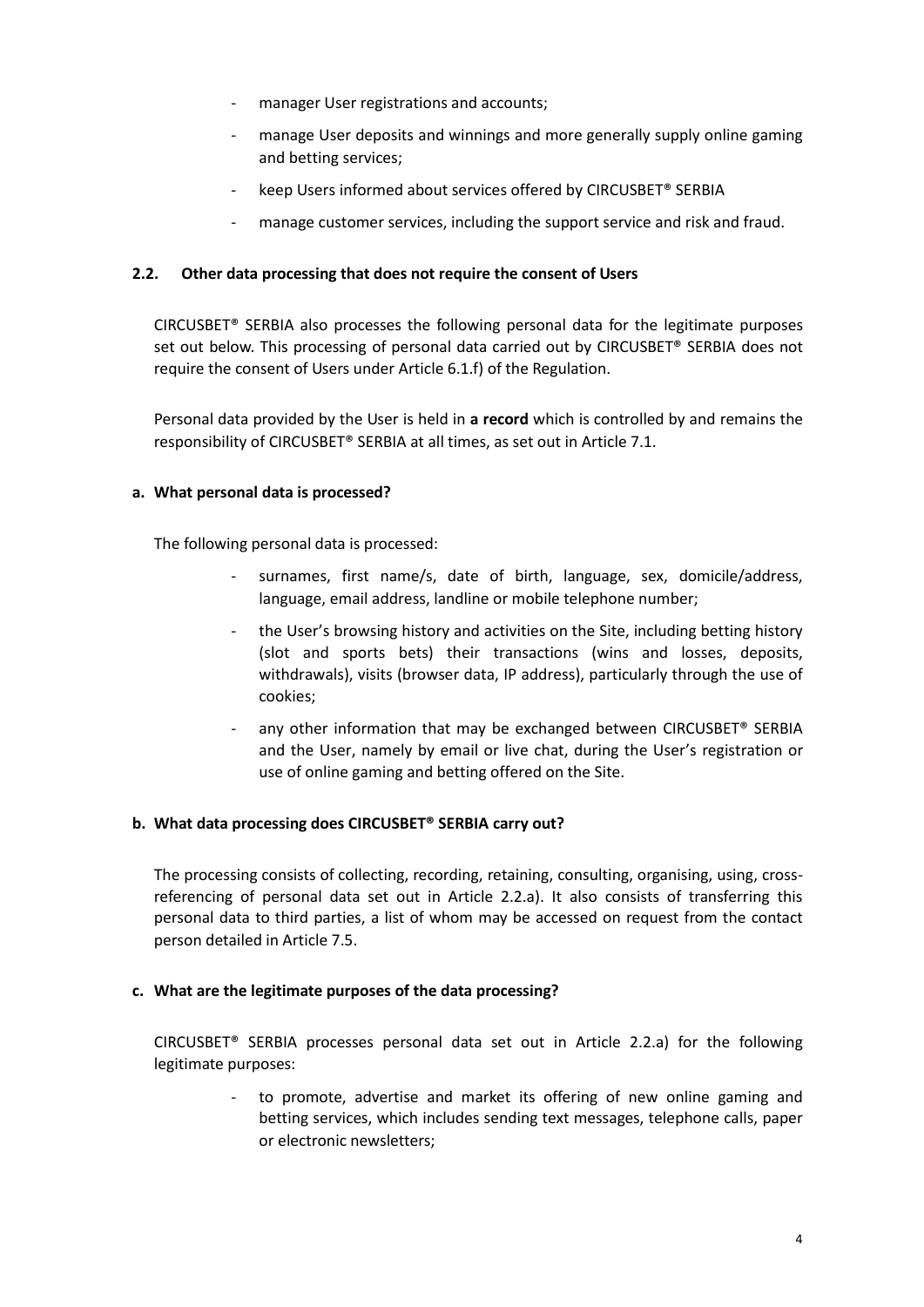- manager User registrations and accounts;
- manage User deposits and winnings and more generally supply online gaming and betting services;
- keep Users informed about services offered by CIRCUSBET® SERBIA
- manage customer services, including the support service and risk and fraud.

### 2.2. Other data processing that does not require the consent of Users

CIRCUSBET® SERBIA also processes the following personal data for the legitimate purposes set out below. This processing of personal data carried out by CIRCUSBET® SERBIA does not require the consent of Users under Article 6.1.f) of the Regulation.

Personal data provided by the User is held in **a record** which is controlled by and remains the responsibility of CIRCUSBET® SERBIA at all times, as set out in Article 7.1.

#### a. What personal data is processed?

The following personal data is processed:

- surnames, first name/s, date of birth, language, sex, domicile/address, language, email address, landline or mobile telephone number;
- the User's browsing history and activities on the Site, including betting history (slot and sports bets) their transactions (wins and losses, deposits, withdrawals), visits (browser data, IP address), particularly through the use of cookies;
- any other information that may be exchanged between CIRCUSBET® SERBIA and the User, namely by email or live chat, during the User's registration or use of online gaming and betting offered on the Site.

#### b. What data processing does CIRCUSBET® SERBIA carry out?

The processing consists of collecting, recording, retaining, consulting, organising, using, cross-referencing of personal data set out in Article 2.2.a). It also consists of transferring this personal data to third parties, a list of whom may be accessed on request from the contact person detailed in Article 7.5.

#### c. What are the legitimate purposes of the data processing?

CIRCUSBET® SERBIA processes personal data set out in Article 2.2.a) for the following legitimate purposes:

- to promote, advertise and market its offering of new online gaming and betting services, which includes sending text messages, telephone calls, paper or electronic newsletters;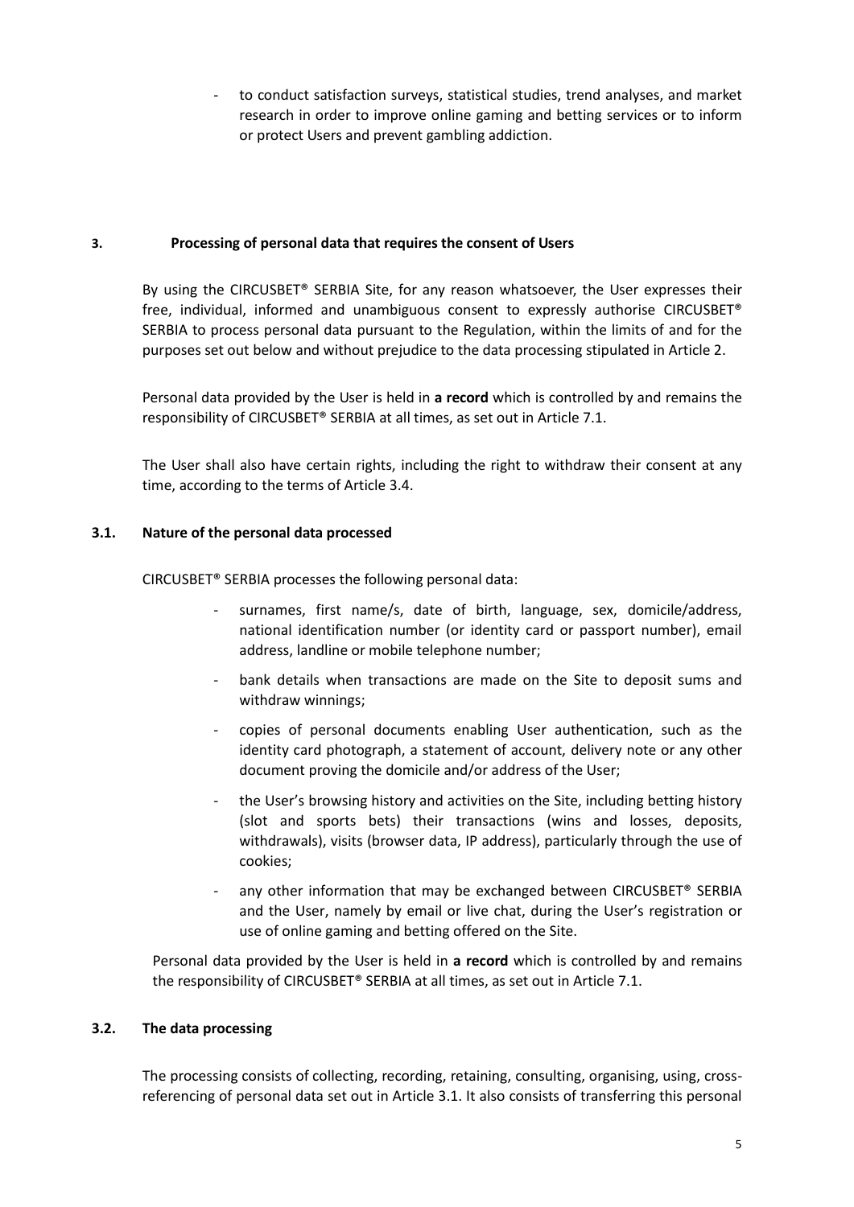- to conduct satisfaction surveys, statistical studies, trend analyses, and market research in order to improve online gaming and betting services or to inform or protect Users and prevent gambling addiction.

## 3. Processing of personal data that requires the consent of Users

By using the CIRCUSBET® SERBIA Site, for any reason whatsoever, the User expresses their free, individual, informed and unambiguous consent to expressly authorise CIRCUSBET® SERBIA to process personal data pursuant to the Regulation, within the limits of and for the purposes set out below and without prejudice to the data processing stipulated in Article 2.

Personal data provided by the User is held in **a record** which is controlled by and remains the responsibility of CIRCUSBET® SERBIA at all times, as set out in Article 7.1.

The User shall also have certain rights, including the right to withdraw their consent at any time, according to the terms of Article 3.4.

### 3.1. Nature of the personal data processed

CIRCUSBET® SERBIA processes the following personal data:

- surnames, first name/s, date of birth, language, sex, domicile/address, national identification number (or identity card or passport number), email address, landline or mobile telephone number;
- bank details when transactions are made on the Site to deposit sums and withdraw winnings;
- copies of personal documents enabling User authentication, such as the identity card photograph, a statement of account, delivery note or any other document proving the domicile and/or address of the User;
- the User's browsing history and activities on the Site, including betting history (slot and sports bets) their transactions (wins and losses, deposits, withdrawals), visits (browser data, IP address), particularly through the use of cookies;
- any other information that may be exchanged between CIRCUSBET® SERBIA and the User, namely by email or live chat, during the User's registration or use of online gaming and betting offered on the Site.

Personal data provided by the User is held in **a record** which is controlled by and remains the responsibility of CIRCUSBET® SERBIA at all times, as set out in Article 7.1.

### 3.2. The data processing

The processing consists of collecting, recording, retaining, consulting, organising, using, cross-referencing of personal data set out in Article 3.1. It also consists of transferring this personal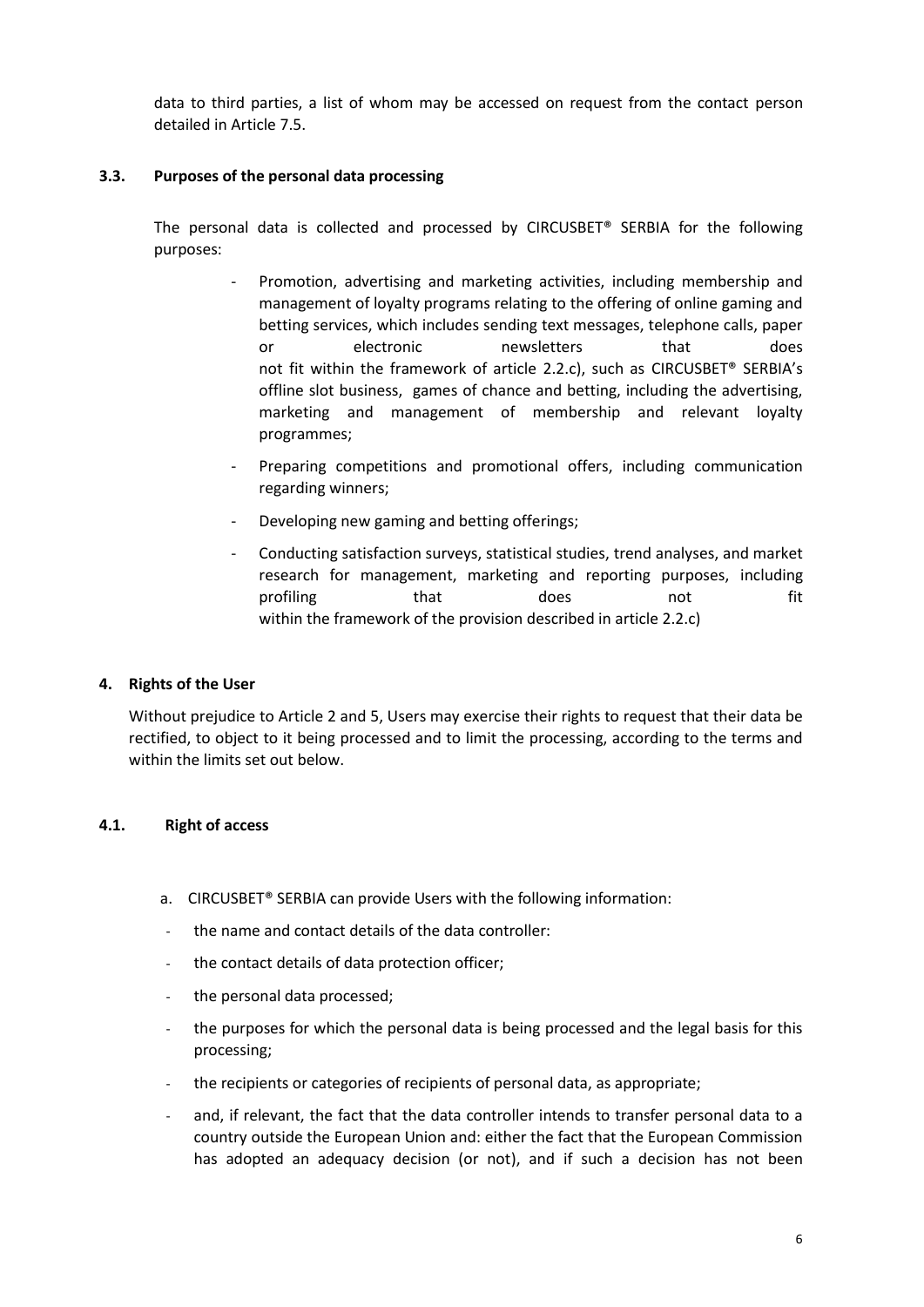data to third parties, a list of whom may be accessed on request from the contact person detailed in Article 7.5.

### 3.3. Purposes of the personal data processing

The personal data is collected and processed by CIRCUSBET® SERBIA for the following purposes:

- Promotion, advertising and marketing activities, including membership and management of loyalty programs relating to the offering of online gaming and betting services, which includes sending text messages, telephone calls, paper or electronic newsletters that does not fit within the framework of article 2.2.c), such as CIRCUSBET® SERBIA's offline slot business, games of chance and betting, including the advertising, marketing and management of membership and relevant loyalty programmes;
- Preparing competitions and promotional offers, including communication regarding winners;
- Developing new gaming and betting offerings;
- Conducting satisfaction surveys, statistical studies, trend analyses, and market research for management, marketing and reporting purposes, including profiling that does not fit within the framework of the provision described in article 2.2.c)

## 4. Rights of the User

Without prejudice to Article 2 and 5, Users may exercise their rights to request that their data be rectified, to object to it being processed and to limit the processing, according to the terms and within the limits set out below.

### 4.1. Right of access

a. CIRCUSBET® SERBIA can provide Users with the following information:

- the name and contact details of the data controller:
- the contact details of data protection officer;
- the personal data processed;
- the purposes for which the personal data is being processed and the legal basis for this processing;
- the recipients or categories of recipients of personal data, as appropriate;
- and, if relevant, the fact that the data controller intends to transfer personal data to a country outside the European Union and: either the fact that the European Commission has adopted an adequacy decision (or not), and if such a decision has not been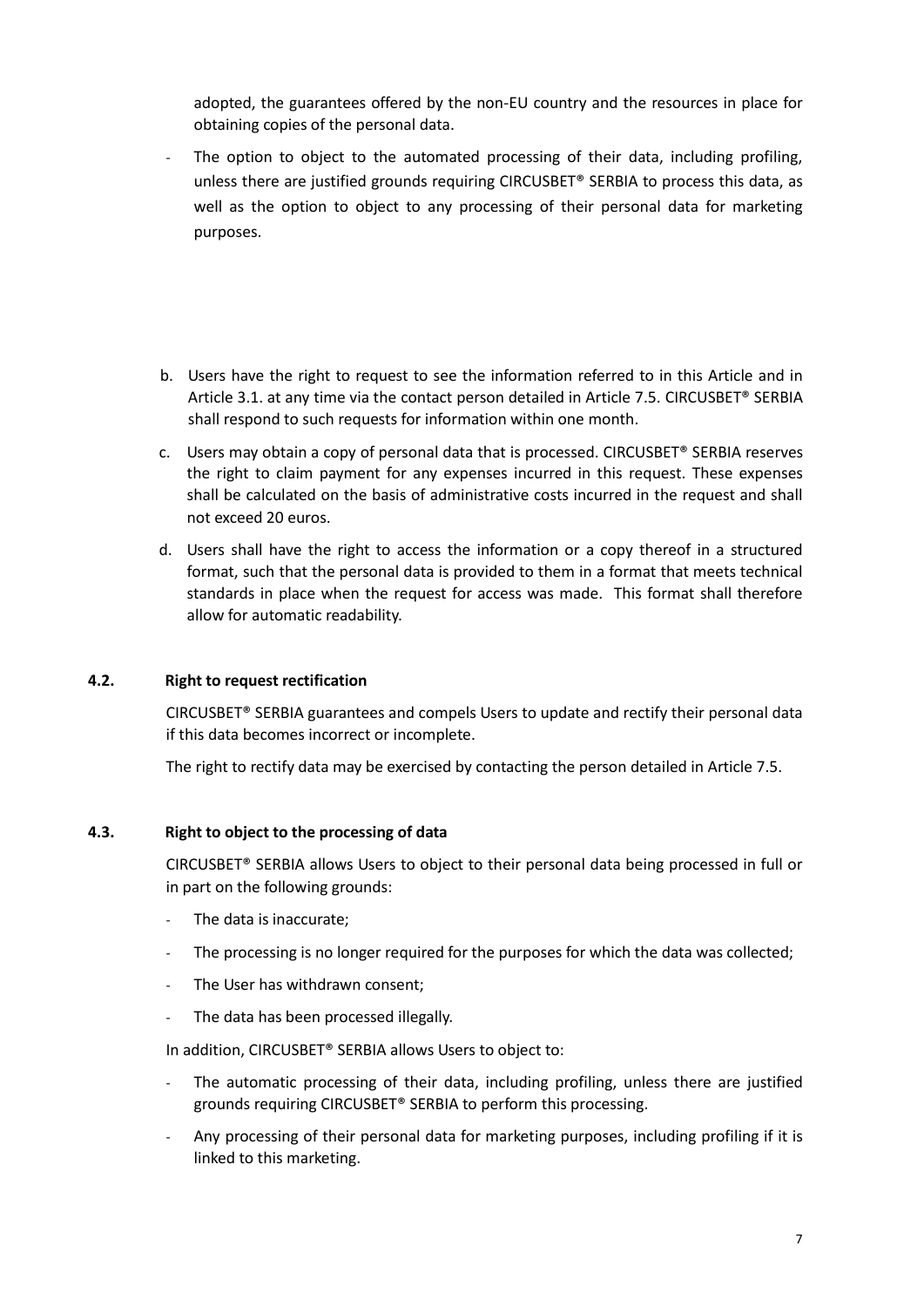adopted, the guarantees offered by the non-EU country and the resources in place for obtaining copies of the personal data.

- The option to object to the automated processing of their data, including profiling, unless there are justified grounds requiring CIRCUSBET® SERBIA to process this data, as well as the option to object to any processing of their personal data for marketing purposes.

b. Users have the right to request to see the information referred to in this Article and in Article 3.1. at any time via the contact person detailed in Article 7.5. CIRCUSBET® SERBIA shall respond to such requests for information within one month.

c. Users may obtain a copy of personal data that is processed. CIRCUSBET® SERBIA reserves the right to claim payment for any expenses incurred in this request. These expenses shall be calculated on the basis of administrative costs incurred in the request and shall not exceed 20 euros.

d. Users shall have the right to access the information or a copy thereof in a structured format, such that the personal data is provided to them in a format that meets technical standards in place when the request for access was made. This format shall therefore allow for automatic readability.

### 4.2. Right to request rectification

CIRCUSBET® SERBIA guarantees and compels Users to update and rectify their personal data if this data becomes incorrect or incomplete.

The right to rectify data may be exercised by contacting the person detailed in Article 7.5.

### 4.3. Right to object to the processing of data

CIRCUSBET® SERBIA allows Users to object to their personal data being processed in full or in part on the following grounds:

- The data is inaccurate;
- The processing is no longer required for the purposes for which the data was collected;
- The User has withdrawn consent;
- The data has been processed illegally.

In addition, CIRCUSBET® SERBIA allows Users to object to:

- The automatic processing of their data, including profiling, unless there are justified grounds requiring CIRCUSBET® SERBIA to perform this processing.
- Any processing of their personal data for marketing purposes, including profiling if it is linked to this marketing.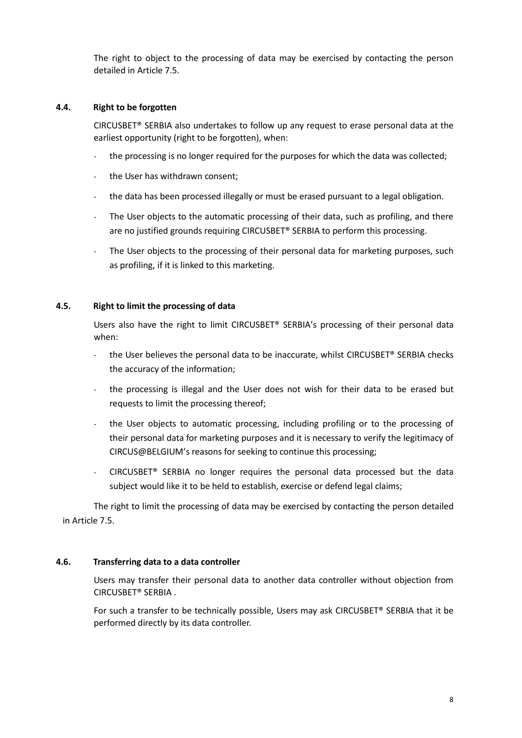The right to object to the processing of data may be exercised by contacting the person detailed in Article 7.5.

### 4.4. Right to be forgotten

CIRCUSBET® SERBIA also undertakes to follow up any request to erase personal data at the earliest opportunity (right to be forgotten), when:

- the processing is no longer required for the purposes for which the data was collected;
- the User has withdrawn consent;
- the data has been processed illegally or must be erased pursuant to a legal obligation.
- The User objects to the automatic processing of their data, such as profiling, and there are no justified grounds requiring CIRCUSBET® SERBIA to perform this processing.
- The User objects to the processing of their personal data for marketing purposes, such as profiling, if it is linked to this marketing.

### 4.5. Right to limit the processing of data

Users also have the right to limit CIRCUSBET® SERBIA's processing of their personal data when:

- the User believes the personal data to be inaccurate, whilst CIRCUSBET® SERBIA checks the accuracy of the information;
- the processing is illegal and the User does not wish for their data to be erased but requests to limit the processing thereof;
- the User objects to automatic processing, including profiling or to the processing of their personal data for marketing purposes and it is necessary to verify the legitimacy of CIRCUS@BELGIUM's reasons for seeking to continue this processing;
- CIRCUSBET® SERBIA no longer requires the personal data processed but the data subject would like it to be held to establish, exercise or defend legal claims;

The right to limit the processing of data may be exercised by contacting the person detailed in Article 7.5.

### 4.6. Transferring data to a data controller

Users may transfer their personal data to another data controller without objection from CIRCUSBET® SERBIA .

For such a transfer to be technically possible, Users may ask CIRCUSBET® SERBIA that it be performed directly by its data controller.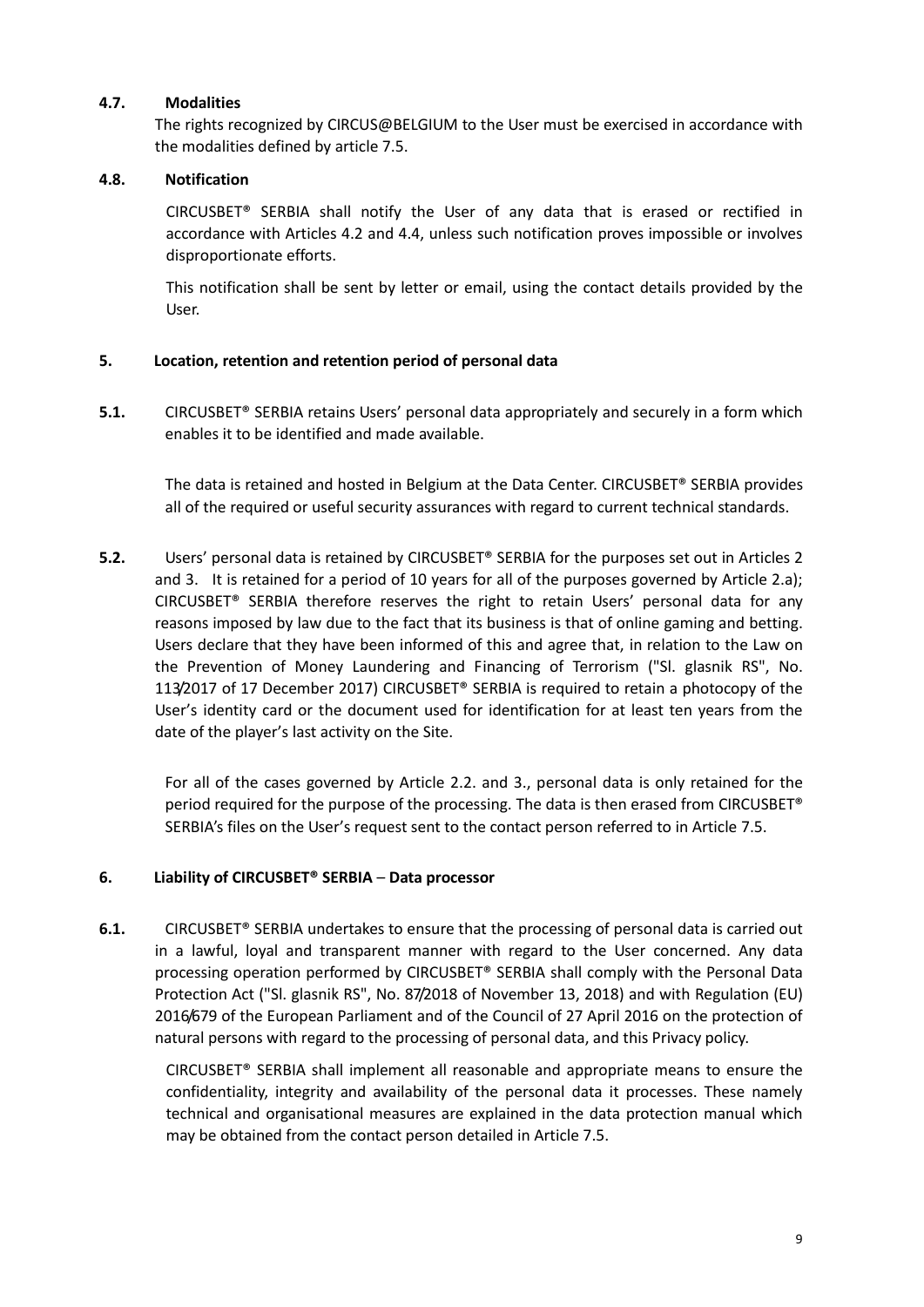**4.7. Modalities**

The rights recognized by CIRCUS@BELGIUM to the User must be exercised in accordance with the modalities defined by article 7.5.

**4.8. Notification**

CIRCUSBET® SERBIA shall notify the User of any data that is erased or rectified in accordance with Articles 4.2 and 4.4, unless such notification proves impossible or involves disproportionate efforts.

This notification shall be sent by letter or email, using the contact details provided by the User.

## 5. Location, retention and retention period of personal data

**5.1.** CIRCUSBET® SERBIA retains Users' personal data appropriately and securely in a form which enables it to be identified and made available.

The data is retained and hosted in Belgium at the Data Center. CIRCUSBET® SERBIA provides all of the required or useful security assurances with regard to current technical standards.

**5.2.** Users' personal data is retained by CIRCUSBET® SERBIA for the purposes set out in Articles 2 and 3. It is retained for a period of 10 years for all of the purposes governed by Article 2.a); CIRCUSBET® SERBIA therefore reserves the right to retain Users' personal data for any reasons imposed by law due to the fact that its business is that of online gaming and betting. Users declare that they have been informed of this and agree that, in relation to the Law on the Prevention of Money Laundering and Financing of Terrorism ("Sl. glasnik RS", No. 113/2017 of 17 December 2017) CIRCUSBET® SERBIA is required to retain a photocopy of the User's identity card or the document used for identification for at least ten years from the date of the player's last activity on the Site.

For all of the cases governed by Article 2.2. and 3., personal data is only retained for the period required for the purpose of the processing. The data is then erased from CIRCUSBET® SERBIA's files on the User's request sent to the contact person referred to in Article 7.5.

## 6. Liability of CIRCUSBET® SERBIA – Data processor

**6.1.** CIRCUSBET® SERBIA undertakes to ensure that the processing of personal data is carried out in a lawful, loyal and transparent manner with regard to the User concerned. Any data processing operation performed by CIRCUSBET® SERBIA shall comply with the Personal Data Protection Act ("Sl. glasnik RS", No. 87/2018 of November 13, 2018) and with Regulation (EU) 2016/679 of the European Parliament and of the Council of 27 April 2016 on the protection of natural persons with regard to the processing of personal data, and this Privacy policy.

CIRCUSBET® SERBIA shall implement all reasonable and appropriate means to ensure the confidentiality, integrity and availability of the personal data it processes. These namely technical and organisational measures are explained in the data protection manual which may be obtained from the contact person detailed in Article 7.5.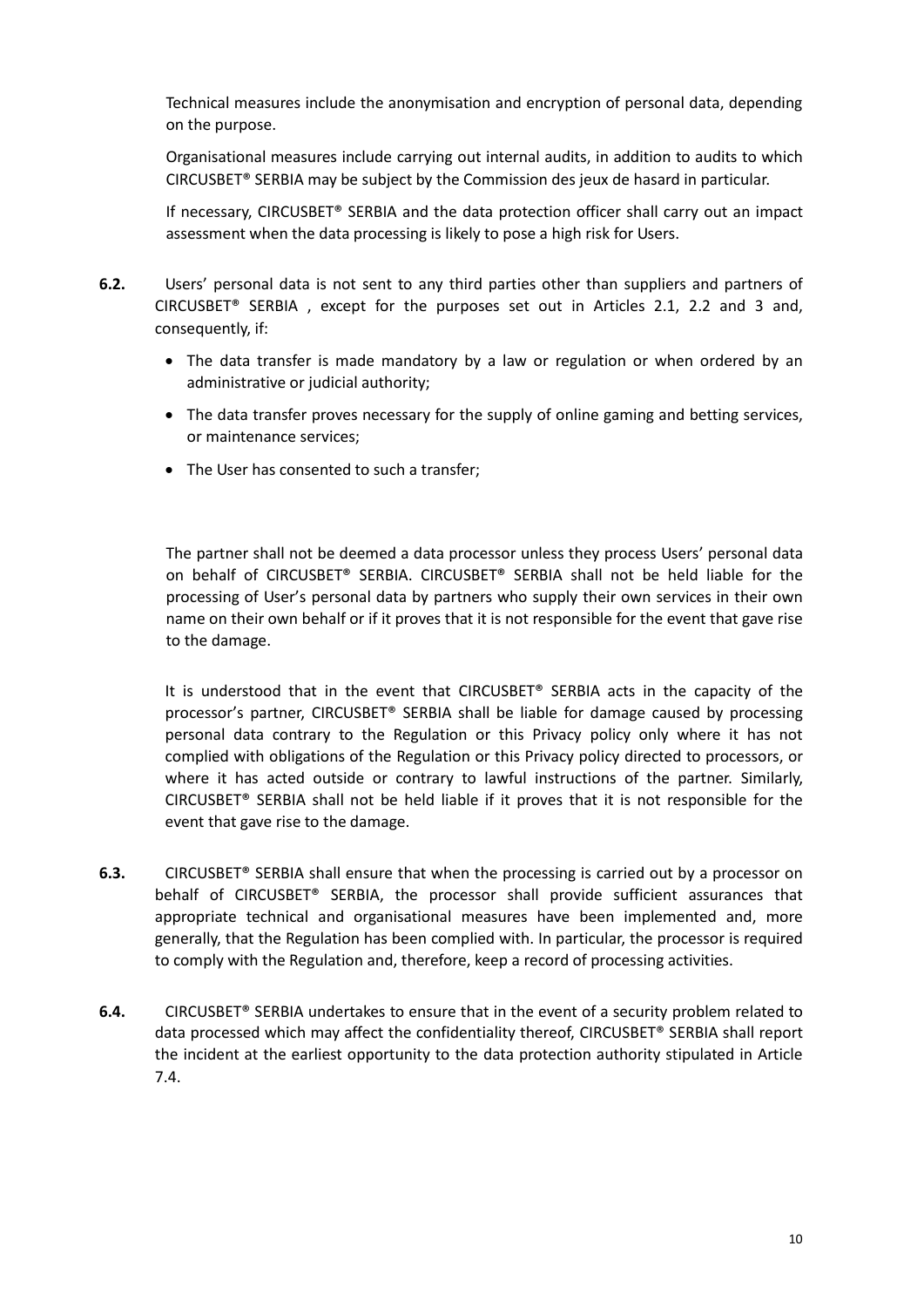Technical measures include the anonymisation and encryption of personal data, depending on the purpose.

Organisational measures include carrying out internal audits, in addition to audits to which CIRCUSBET® SERBIA may be subject by the Commission des jeux de hasard in particular.

If necessary, CIRCUSBET® SERBIA and the data protection officer shall carry out an impact assessment when the data processing is likely to pose a high risk for Users.

**6.2.** Users' personal data is not sent to any third parties other than suppliers and partners of CIRCUSBET® SERBIA , except for the purposes set out in Articles 2.1, 2.2 and 3 and, consequently, if:

- The data transfer is made mandatory by a law or regulation or when ordered by an administrative or judicial authority;
- The data transfer proves necessary for the supply of online gaming and betting services, or maintenance services;
- The User has consented to such a transfer;

The partner shall not be deemed a data processor unless they process Users' personal data on behalf of CIRCUSBET® SERBIA. CIRCUSBET® SERBIA shall not be held liable for the processing of User's personal data by partners who supply their own services in their own name on their own behalf or if it proves that it is not responsible for the event that gave rise to the damage.

It is understood that in the event that CIRCUSBET® SERBIA acts in the capacity of the processor's partner, CIRCUSBET® SERBIA shall be liable for damage caused by processing personal data contrary to the Regulation or this Privacy policy only where it has not complied with obligations of the Regulation or this Privacy policy directed to processors, or where it has acted outside or contrary to lawful instructions of the partner. Similarly, CIRCUSBET® SERBIA shall not be held liable if it proves that it is not responsible for the event that gave rise to the damage.

**6.3.** CIRCUSBET® SERBIA shall ensure that when the processing is carried out by a processor on behalf of CIRCUSBET® SERBIA, the processor shall provide sufficient assurances that appropriate technical and organisational measures have been implemented and, more generally, that the Regulation has been complied with. In particular, the processor is required to comply with the Regulation and, therefore, keep a record of processing activities.

**6.4.** CIRCUSBET® SERBIA undertakes to ensure that in the event of a security problem related to data processed which may affect the confidentiality thereof, CIRCUSBET® SERBIA shall report the incident at the earliest opportunity to the data protection authority stipulated in Article 7.4.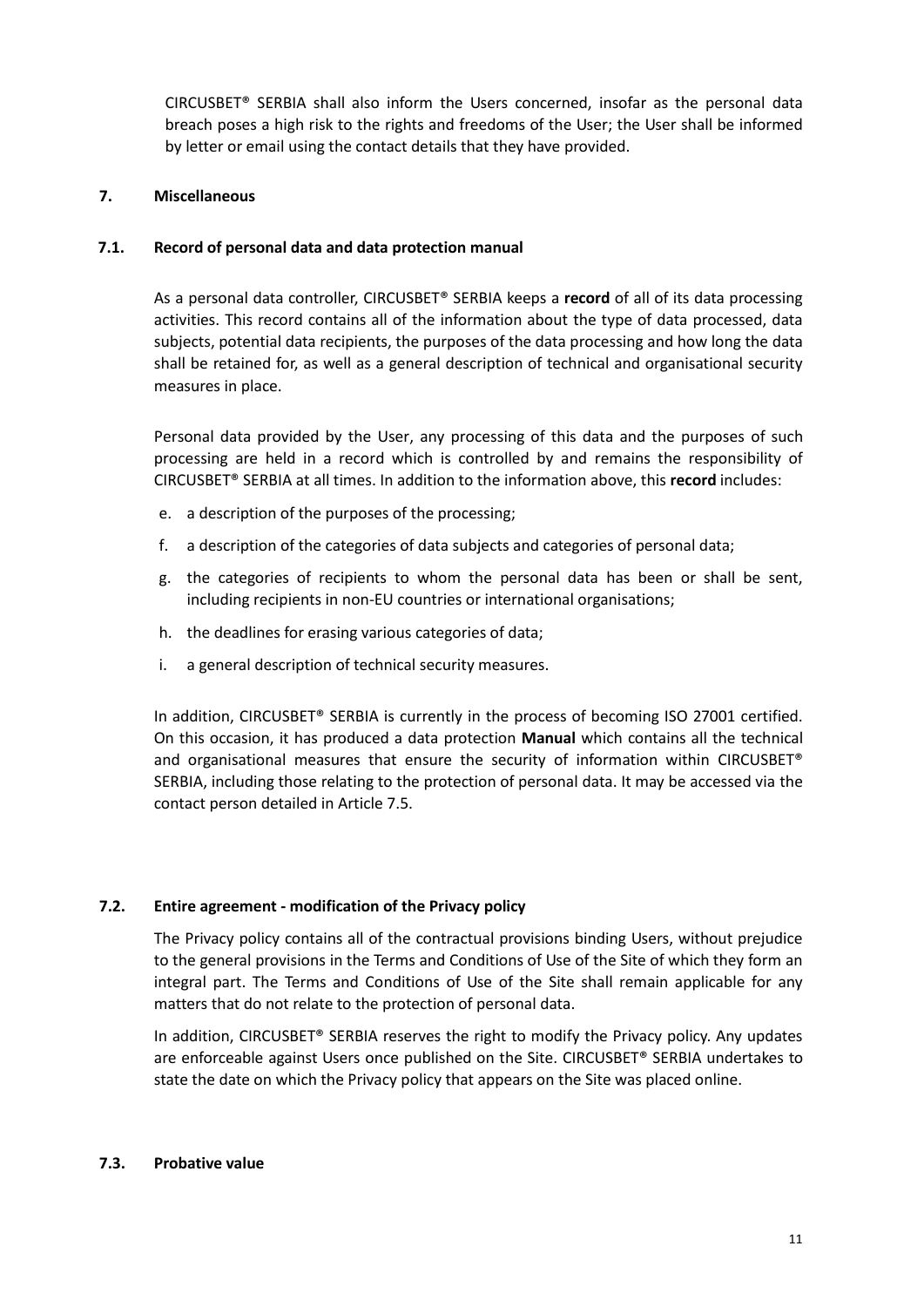CIRCUSBET® SERBIA shall also inform the Users concerned, insofar as the personal data breach poses a high risk to the rights and freedoms of the User; the User shall be informed by letter or email using the contact details that they have provided.

## 7. Miscellaneous

### 7.1. Record of personal data and data protection manual

As a personal data controller, CIRCUSBET® SERBIA keeps a **record** of all of its data processing activities. This record contains all of the information about the type of data processed, data subjects, potential data recipients, the purposes of the data processing and how long the data shall be retained for, as well as a general description of technical and organisational security measures in place.

Personal data provided by the User, any processing of this data and the purposes of such processing are held in a record which is controlled by and remains the responsibility of CIRCUSBET® SERBIA at all times. In addition to the information above, this **record** includes:

e. a description of the purposes of the processing;

f. a description of the categories of data subjects and categories of personal data;

g. the categories of recipients to whom the personal data has been or shall be sent, including recipients in non-EU countries or international organisations;

h. the deadlines for erasing various categories of data;

i. a general description of technical security measures.

In addition, CIRCUSBET® SERBIA is currently in the process of becoming ISO 27001 certified. On this occasion, it has produced a data protection **Manual** which contains all the technical and organisational measures that ensure the security of information within CIRCUSBET® SERBIA, including those relating to the protection of personal data. It may be accessed via the contact person detailed in Article 7.5.

### 7.2. Entire agreement - modification of the Privacy policy

The Privacy policy contains all of the contractual provisions binding Users, without prejudice to the general provisions in the Terms and Conditions of Use of the Site of which they form an integral part. The Terms and Conditions of Use of the Site shall remain applicable for any matters that do not relate to the protection of personal data.

In addition, CIRCUSBET® SERBIA reserves the right to modify the Privacy policy. Any updates are enforceable against Users once published on the Site. CIRCUSBET® SERBIA undertakes to state the date on which the Privacy policy that appears on the Site was placed online.

### 7.3. Probative value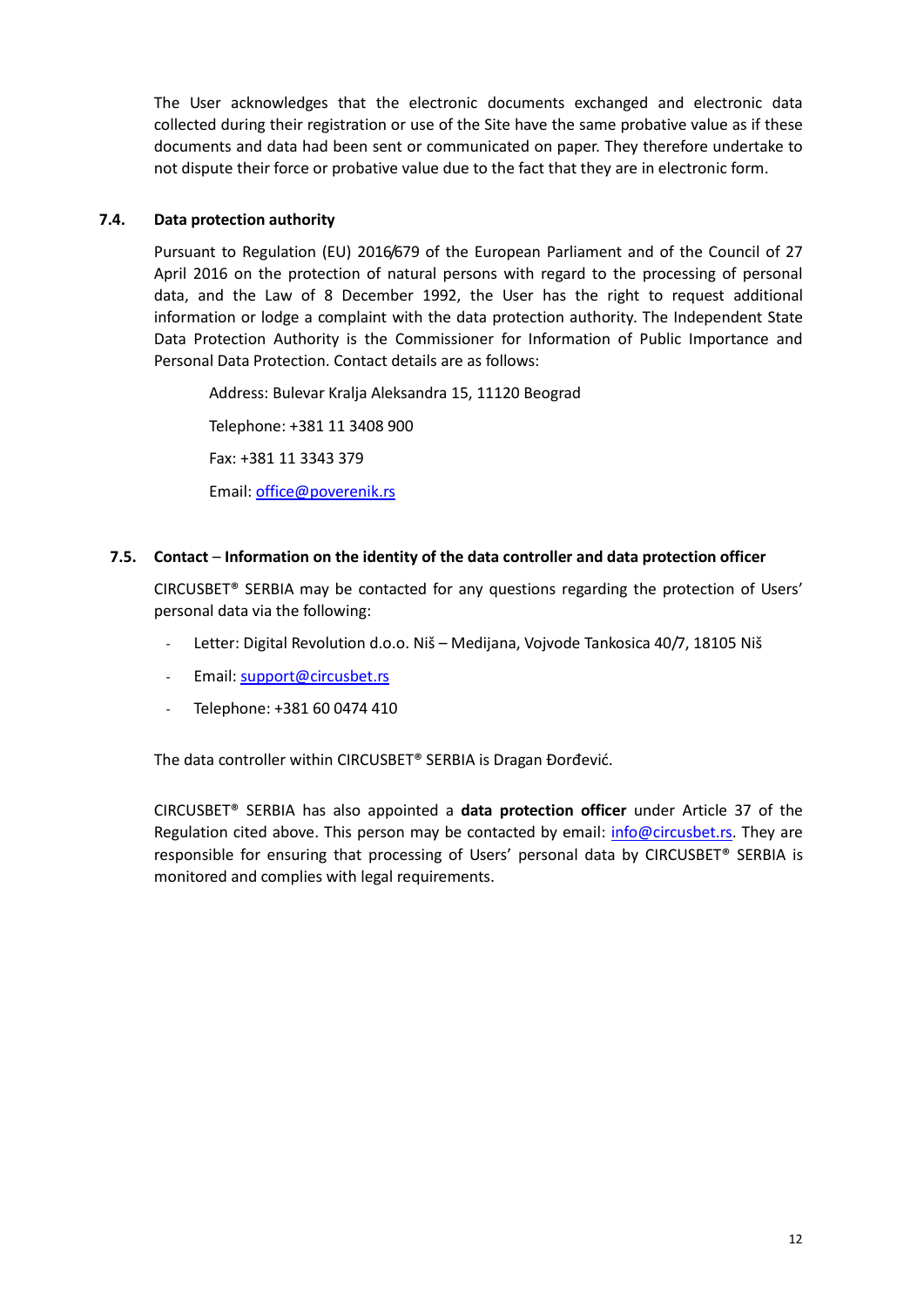The User acknowledges that the electronic documents exchanged and electronic data collected during their registration or use of the Site have the same probative value as if these documents and data had been sent or communicated on paper. They therefore undertake to not dispute their force or probative value due to the fact that they are in electronic form.

### 7.4. Data protection authority

Pursuant to Regulation (EU) 2016/679 of the European Parliament and of the Council of 27 April 2016 on the protection of natural persons with regard to the processing of personal data, and the Law of 8 December 1992, the User has the right to request additional information or lodge a complaint with the data protection authority. The Independent State Data Protection Authority is the Commissioner for Information of Public Importance and Personal Data Protection. Contact details are as follows:

Address: Bulevar Kralja Aleksandra 15, 11120 Beograd

Telephone: +381 11 3408 900

Fax: +381 11 3343 379

Email: office@poverenik.rs

### 7.5. Contact – Information on the identity of the data controller and data protection officer

CIRCUSBET® SERBIA may be contacted for any questions regarding the protection of Users' personal data via the following:

- Letter: Digital Revolution d.o.o. Niš – Medijana, Vojvode Tankosica 40/7, 18105 Niš
- Email: support@circusbet.rs
- Telephone: +381 60 0474 410

The data controller within CIRCUSBET® SERBIA is Dragan Đorđević.

CIRCUSBET® SERBIA has also appointed a **data protection officer** under Article 37 of the Regulation cited above. This person may be contacted by email: info@circusbet.rs. They are responsible for ensuring that processing of Users' personal data by CIRCUSBET® SERBIA is monitored and complies with legal requirements.